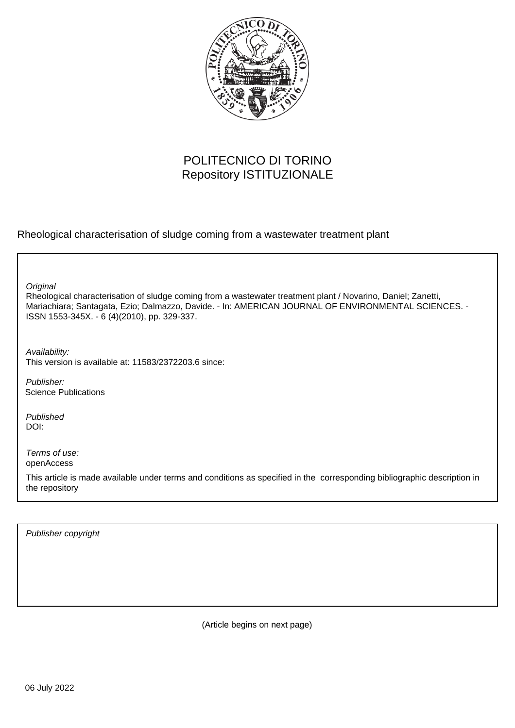POLITECNICO DI TORINO
Repository ISTITUZIONALE

Rheological characterisation of sludge coming from a wastewater treatment plant

*Original*
Rheological characterisation of sludge coming from a wastewater treatment plant / Novarino, Daniel; Zanetti, Mariachiara; Santagata, Ezio; Dalmazzo, Davide. - In: AMERICAN JOURNAL OF ENVIRONMENTAL SCIENCES. - ISSN 1553-345X. - 6 (4)(2010), pp. 329-337.

*Availability:*
This version is available at: 11583/2372203.6 since:

*Publisher:*
Science Publications

*Published*
DOI:

*Terms of use:*
openAccess

This article is made available under terms and conditions as specified in the corresponding bibliographic description in the repository

*Publisher copyright*

(Article begins on next page)

06 July 2022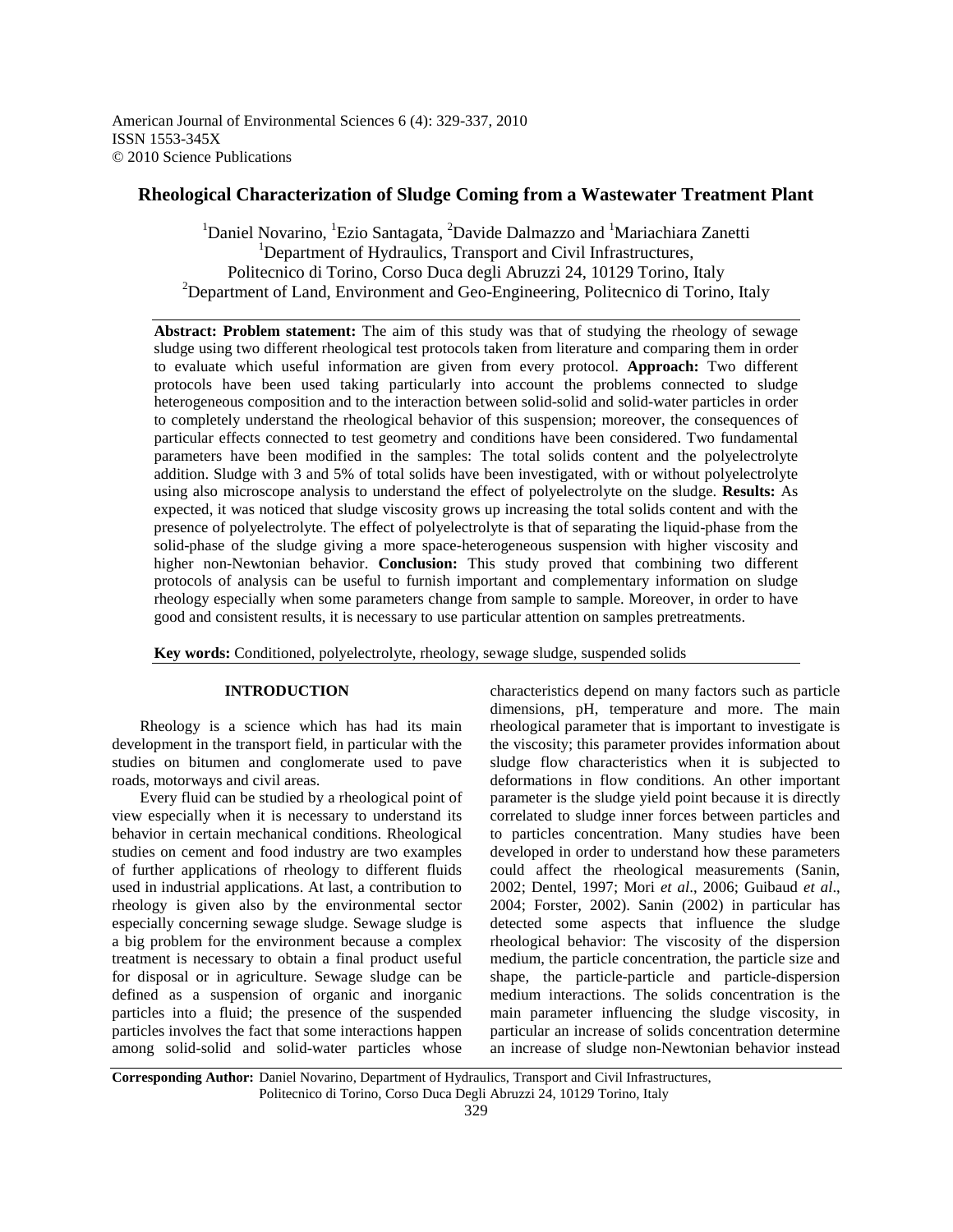American Journal of Environmental Sciences 6 (4): 329-337, 2010
ISSN 1553-345X
© 2010 Science Publications

# Rheological Characterization of Sludge Coming from a Wastewater Treatment Plant

[1]Daniel Novarino, [1]Ezio Santagata, [2]Davide Dalmazzo and [1]Mariachiara Zanetti
[1]Department of Hydraulics, Transport and Civil Infrastructures,
Politecnico di Torino, Corso Duca degli Abruzzi 24, 10129 Torino, Italy
[2]Department of Land, Environment and Geo-Engineering, Politecnico di Torino, Italy

**Abstract: Problem statement:** The aim of this study was that of studying the rheology of sewage sludge using two different rheological test protocols taken from literature and comparing them in order to evaluate which useful information are given from every protocol. **Approach:** Two different protocols have been used taking particularly into account the problems connected to sludge heterogeneous composition and to the interaction between solid-solid and solid-water particles in order to completely understand the rheological behavior of this suspension; moreover, the consequences of particular effects connected to test geometry and conditions have been considered. Two fundamental parameters have been modified in the samples: The total solids content and the polyelectrolyte addition. Sludge with 3 and 5% of total solids have been investigated, with or without polyelectrolyte using also microscope analysis to understand the effect of polyelectrolyte on the sludge. **Results:** As expected, it was noticed that sludge viscosity grows up increasing the total solids content and with the presence of polyelectrolyte. The effect of polyelectrolyte is that of separating the liquid-phase from the solid-phase of the sludge giving a more space-heterogeneous suspension with higher viscosity and higher non-Newtonian behavior. **Conclusion:** This study proved that combining two different protocols of analysis can be useful to furnish important and complementary information on sludge rheology especially when some parameters change from sample to sample. Moreover, in order to have good and consistent results, it is necessary to use particular attention on samples pretreatments.

**Key words:** Conditioned, polyelectrolyte, rheology, sewage sludge, suspended solids

## INTRODUCTION

Rheology is a science which has had its main development in the transport field, in particular with the studies on bitumen and conglomerate used to pave roads, motorways and civil areas.

Every fluid can be studied by a rheological point of view especially when it is necessary to understand its behavior in certain mechanical conditions. Rheological studies on cement and food industry are two examples of further applications of rheology to different fluids used in industrial applications. At last, a contribution to rheology is given also by the environmental sector especially concerning sewage sludge. Sewage sludge is a big problem for the environment because a complex treatment is necessary to obtain a final product useful for disposal or in agriculture. Sewage sludge can be defined as a suspension of organic and inorganic particles into a fluid; the presence of the suspended particles involves the fact that some interactions happen among solid-solid and solid-water particles whose characteristics depend on many factors such as particle dimensions, pH, temperature and more. The main rheological parameter that is important to investigate is the viscosity; this parameter provides information about sludge flow characteristics when it is subjected to deformations in flow conditions. An other important parameter is the sludge yield point because it is directly correlated to sludge inner forces between particles and to particles concentration. Many studies have been developed in order to understand how these parameters could affect the rheological measurements (Sanin, 2002; Dentel, 1997; Mori *et al*., 2006; Guibaud *et al*., 2004; Forster, 2002). Sanin (2002) in particular has detected some aspects that influence the sludge rheological behavior: The viscosity of the dispersion medium, the particle concentration, the particle size and shape, the particle-particle and particle-dispersion medium interactions. The solids concentration is the main parameter influencing the sludge viscosity, in particular an increase of solids concentration determine an increase of sludge non-Newtonian behavior instead

**Corresponding Author:** Daniel Novarino, Department of Hydraulics, Transport and Civil Infrastructures, Politecnico di Torino, Corso Duca Degli Abruzzi 24, 10129 Torino, Italy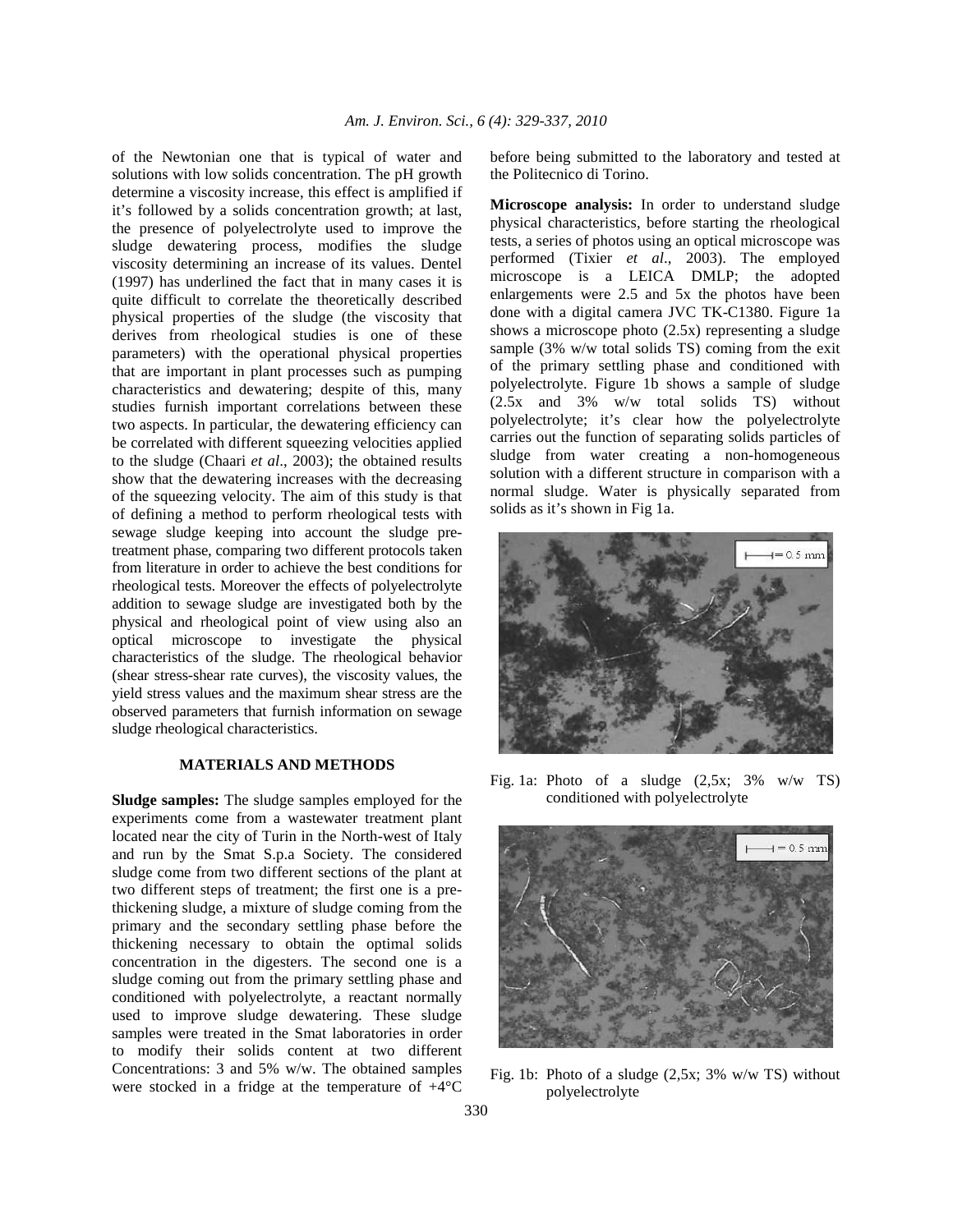of the Newtonian one that is typical of water and solutions with low solids concentration. The pH growth determine a viscosity increase, this effect is amplified if it's followed by a solids concentration growth; at last, the presence of polyelectrolyte used to improve the sludge dewatering process, modifies the sludge viscosity determining an increase of its values. Dentel (1997) has underlined the fact that in many cases it is quite difficult to correlate the theoretically described physical properties of the sludge (the viscosity that derives from rheological studies is one of these parameters) with the operational physical properties that are important in plant processes such as pumping characteristics and dewatering; despite of this, many studies furnish important correlations between these two aspects. In particular, the dewatering efficiency can be correlated with different squeezing velocities applied to the sludge (Chaari *et al*., 2003); the obtained results show that the dewatering increases with the decreasing of the squeezing velocity. The aim of this study is that of defining a method to perform rheological tests with sewage sludge keeping into account the sludge pre-treatment phase, comparing two different protocols taken from literature in order to achieve the best conditions for rheological tests. Moreover the effects of polyelectrolyte addition to sewage sludge are investigated both by the physical and rheological point of view using also an optical microscope to investigate the physical characteristics of the sludge. The rheological behavior (shear stress-shear rate curves), the viscosity values, the yield stress values and the maximum shear stress are the observed parameters that furnish information on sewage sludge rheological characteristics.

## MATERIALS AND METHODS

**Sludge samples:** The sludge samples employed for the experiments come from a wastewater treatment plant located near the city of Turin in the North-west of Italy and run by the Smat S.p.a Society. The considered sludge come from two different sections of the plant at two different steps of treatment; the first one is a pre-thickening sludge, a mixture of sludge coming from the primary and the secondary settling phase before the thickening necessary to obtain the optimal solids concentration in the digesters. The second one is a sludge coming out from the primary settling phase and conditioned with polyelectrolyte, a reactant normally used to improve sludge dewatering. These sludge samples were treated in the Smat laboratories in order to modify their solids content at two different Concentrations: 3 and 5% w/w. The obtained samples were stocked in a fridge at the temperature of +4°C before being submitted to the laboratory and tested at the Politecnico di Torino.

**Microscope analysis:** In order to understand sludge physical characteristics, before starting the rheological tests, a series of photos using an optical microscope was performed (Tixier *et al*., 2003). The employed microscope is a LEICA DMLP; the adopted enlargements were 2.5 and 5x the photos have been done with a digital camera JVC TK-C1380. Figure 1a shows a microscope photo (2.5x) representing a sludge sample (3% w/w total solids TS) coming from the exit of the primary settling phase and conditioned with polyelectrolyte. Figure 1b shows a sample of sludge (2.5x and 3% w/w total solids TS) without polyelectrolyte; it's clear how the polyelectrolyte carries out the function of separating solids particles of sludge from water creating a non-homogeneous solution with a different structure in comparison with a normal sludge. Water is physically separated from solids as it's shown in Fig 1a.

Fig. 1a: Photo of a sludge (2,5x; 3% w/w TS) conditioned with polyelectrolyte

Fig. 1b: Photo of a sludge (2,5x; 3% w/w TS) without polyelectrolyte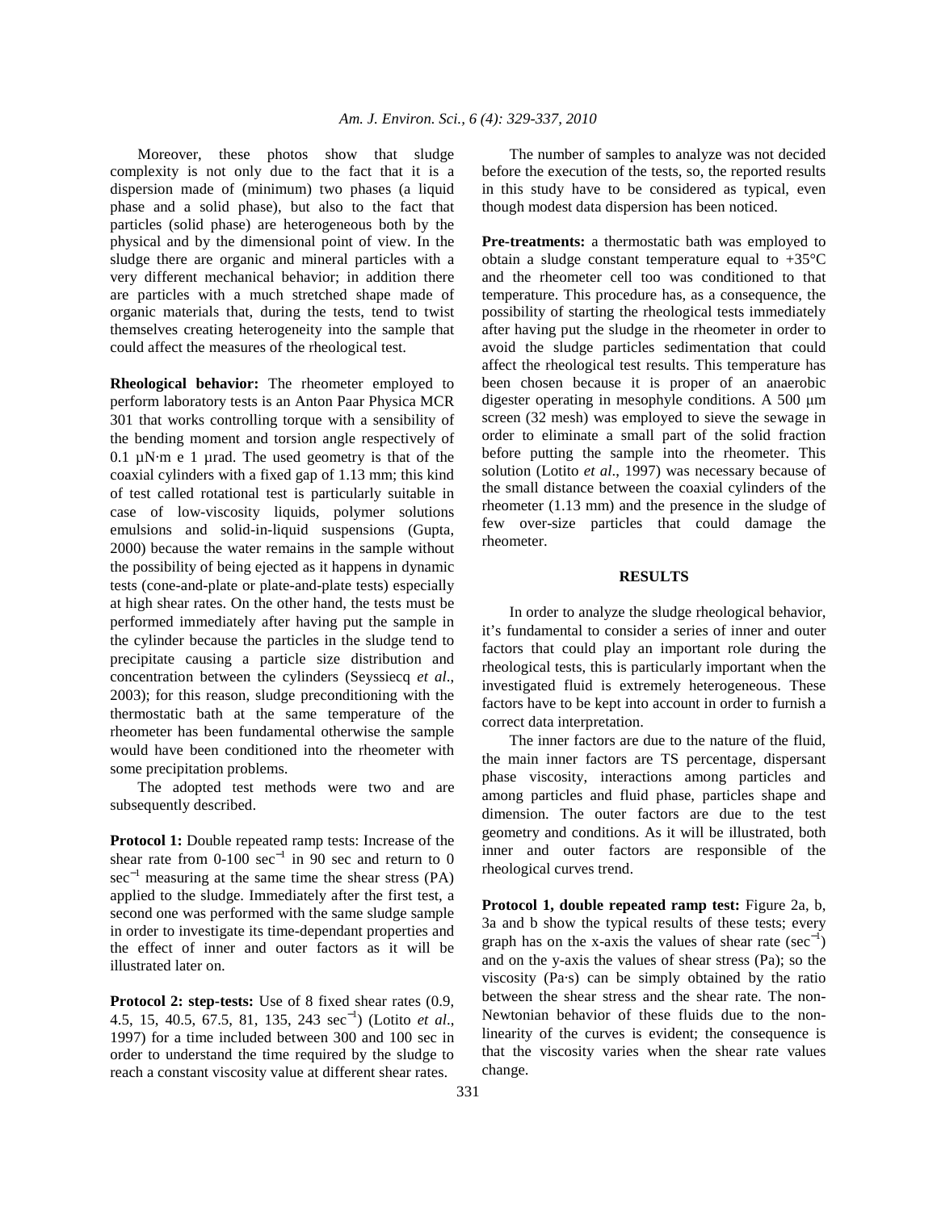Moreover, these photos show that sludge complexity is not only due to the fact that it is a dispersion made of (minimum) two phases (a liquid phase and a solid phase), but also to the fact that particles (solid phase) are heterogeneous both by the physical and by the dimensional point of view. In the sludge there are organic and mineral particles with a very different mechanical behavior; in addition there are particles with a much stretched shape made of organic materials that, during the tests, tend to twist themselves creating heterogeneity into the sample that could affect the measures of the rheological test.

**Rheological behavior:** The rheometer employed to perform laboratory tests is an Anton Paar Physica MCR 301 that works controlling torque with a sensibility of the bending moment and torsion angle respectively of 0.1 µN·m e 1 µrad. The used geometry is that of the coaxial cylinders with a fixed gap of 1.13 mm; this kind of test called rotational test is particularly suitable in case of low-viscosity liquids, polymer solutions emulsions and solid-in-liquid suspensions (Gupta, 2000) because the water remains in the sample without the possibility of being ejected as it happens in dynamic tests (cone-and-plate or plate-and-plate tests) especially at high shear rates. On the other hand, the tests must be performed immediately after having put the sample in the cylinder because the particles in the sludge tend to precipitate causing a particle size distribution and concentration between the cylinders (Seyssiecq *et al*., 2003); for this reason, sludge preconditioning with the thermostatic bath at the same temperature of the rheometer has been fundamental otherwise the sample would have been conditioned into the rheometer with some precipitation problems.

The adopted test methods were two and are subsequently described.

**Protocol 1:** Double repeated ramp tests: Increase of the shear rate from 0-100 $\sec^{-1}$ in 90 sec and return to 0 $\sec^{-1}$ measuring at the same time the shear stress (PA) applied to the sludge. Immediately after the first test, a second one was performed with the same sludge sample in order to investigate its time-dependant properties and the effect of inner and outer factors as it will be illustrated later on.

**Protocol 2: step-tests:** Use of 8 fixed shear rates (0.9, 4.5, 15, 40.5, 67.5, 81, 135, 243 $\sec^{-1}$) (Lotito *et al*., 1997) for a time included between 300 and 100 sec in order to understand the time required by the sludge to reach a constant viscosity value at different shear rates.

The number of samples to analyze was not decided before the execution of the tests, so, the reported results in this study have to be considered as typical, even though modest data dispersion has been noticed.

**Pre-treatments:** a thermostatic bath was employed to obtain a sludge constant temperature equal to +35°C and the rheometer cell too was conditioned to that temperature. This procedure has, as a consequence, the possibility of starting the rheological tests immediately after having put the sludge in the rheometer in order to avoid the sludge particles sedimentation that could affect the rheological test results. This temperature has been chosen because it is proper of an anaerobic digester operating in mesophyle conditions. A 500 µm screen (32 mesh) was employed to sieve the sewage in order to eliminate a small part of the solid fraction before putting the sample into the rheometer. This solution (Lotito *et al*., 1997) was necessary because of the small distance between the coaxial cylinders of the rheometer (1.13 mm) and the presence in the sludge of few over-size particles that could damage the rheometer.

## RESULTS

In order to analyze the sludge rheological behavior, it's fundamental to consider a series of inner and outer factors that could play an important role during the rheological tests, this is particularly important when the investigated fluid is extremely heterogeneous. These factors have to be kept into account in order to furnish a correct data interpretation.

The inner factors are due to the nature of the fluid, the main inner factors are TS percentage, dispersant phase viscosity, interactions among particles and among particles and fluid phase, particles shape and dimension. The outer factors are due to the test geometry and conditions. As it will be illustrated, both inner and outer factors are responsible of the rheological curves trend.

**Protocol 1, double repeated ramp test:** Figure 2a, b, 3a and b show the typical results of these tests; every graph has on the x-axis the values of shear rate ($\sec^{-1}$) and on the y-axis the values of shear stress (Pa); so the viscosity (Pa·s) can be simply obtained by the ratio between the shear stress and the shear rate. The non-Newtonian behavior of these fluids due to the non-linearity of the curves is evident; the consequence is that the viscosity varies when the shear rate values change.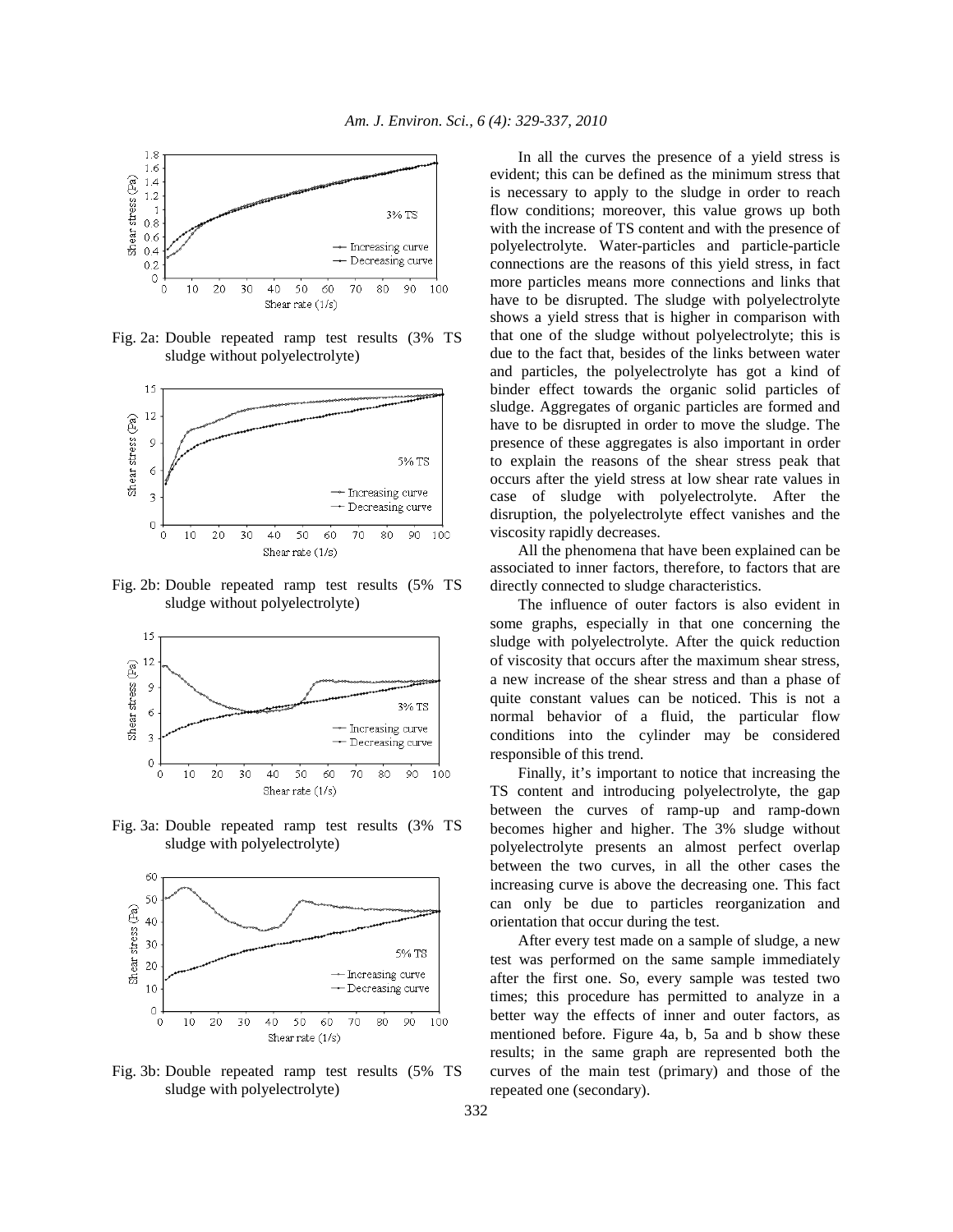Fig. 2a: Double repeated ramp test results (3% TS sludge without polyelectrolyte)

Fig. 2b: Double repeated ramp test results (5% TS sludge without polyelectrolyte)

Fig. 3a: Double repeated ramp test results (3% TS sludge with polyelectrolyte)

Fig. 3b: Double repeated ramp test results (5% TS sludge with polyelectrolyte)

In all the curves the presence of a yield stress is evident; this can be defined as the minimum stress that is necessary to apply to the sludge in order to reach flow conditions; moreover, this value grows up both with the increase of TS content and with the presence of polyelectrolyte. Water-particles and particle-particle connections are the reasons of this yield stress, in fact more particles means more connections and links that have to be disrupted. The sludge with polyelectrolyte shows a yield stress that is higher in comparison with that one of the sludge without polyelectrolyte; this is due to the fact that, besides of the links between water and particles, the polyelectrolyte has got a kind of binder effect towards the organic solid particles of sludge. Aggregates of organic particles are formed and have to be disrupted in order to move the sludge. The presence of these aggregates is also important in order to explain the reasons of the shear stress peak that occurs after the yield stress at low shear rate values in case of sludge with polyelectrolyte. After the disruption, the polyelectrolyte effect vanishes and the viscosity rapidly decreases.

All the phenomena that have been explained can be associated to inner factors, therefore, to factors that are directly connected to sludge characteristics.

The influence of outer factors is also evident in some graphs, especially in that one concerning the sludge with polyelectrolyte. After the quick reduction of viscosity that occurs after the maximum shear stress, a new increase of the shear stress and than a phase of quite constant values can be noticed. This is not a normal behavior of a fluid, the particular flow conditions into the cylinder may be considered responsible of this trend.

Finally, it's important to notice that increasing the TS content and introducing polyelectrolyte, the gap between the curves of ramp-up and ramp-down becomes higher and higher. The 3% sludge without polyelectrolyte presents an almost perfect overlap between the two curves, in all the other cases the increasing curve is above the decreasing one. This fact can only be due to particles reorganization and orientation that occur during the test.

After every test made on a sample of sludge, a new test was performed on the same sample immediately after the first one. So, every sample was tested two times; this procedure has permitted to analyze in a better way the effects of inner and outer factors, as mentioned before. Figure 4a, b, 5a and b show these results; in the same graph are represented both the curves of the main test (primary) and those of the repeated one (secondary).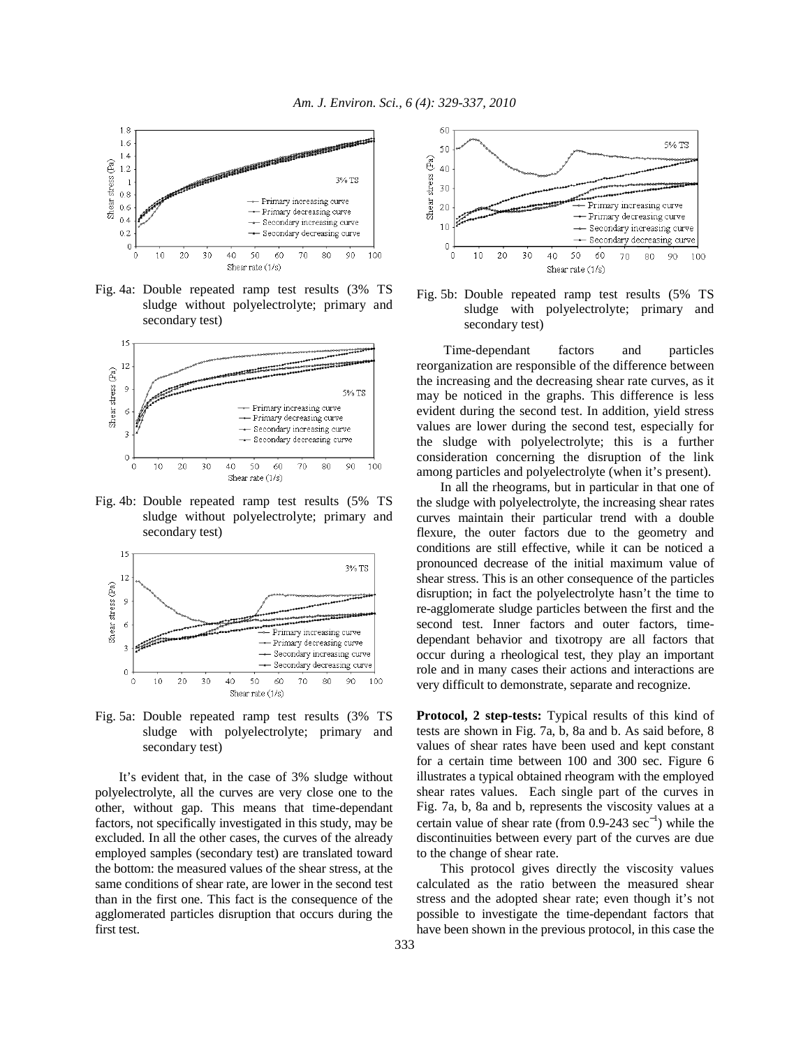Fig. 4a: Double repeated ramp test results (3% TS sludge without polyelectrolyte; primary and secondary test)

Fig. 4b: Double repeated ramp test results (5% TS sludge without polyelectrolyte; primary and secondary test)

Fig. 5a: Double repeated ramp test results (3% TS sludge with polyelectrolyte; primary and secondary test)

It's evident that, in the case of 3% sludge without polyelectrolyte, all the curves are very close one to the other, without gap. This means that time-dependant factors, not specifically investigated in this study, may be excluded. In all the other cases, the curves of the already employed samples (secondary test) are translated toward the bottom: the measured values of the shear stress, at the same conditions of shear rate, are lower in the second test than in the first one. This fact is the consequence of the agglomerated particles disruption that occurs during the first test.

Fig. 5b: Double repeated ramp test results (5% TS sludge with polyelectrolyte; primary and secondary test)

Time-dependant factors and particles reorganization are responsible of the difference between the increasing and the decreasing shear rate curves, as it may be noticed in the graphs. This difference is less evident during the second test. In addition, yield stress values are lower during the second test, especially for the sludge with polyelectrolyte; this is a further consideration concerning the disruption of the link among particles and polyelectrolyte (when it's present).

In all the rheograms, but in particular in that one of the sludge with polyelectrolyte, the increasing shear rates curves maintain their particular trend with a double flexure, the outer factors due to the geometry and conditions are still effective, while it can be noticed a pronounced decrease of the initial maximum value of shear stress. This is an other consequence of the particles disruption; in fact the polyelectrolyte hasn't the time to re-agglomerate sludge particles between the first and the second test. Inner factors and outer factors, time-dependant behavior and tixotropy are all factors that occur during a rheological test, they play an important role and in many cases their actions and interactions are very difficult to demonstrate, separate and recognize.

**Protocol, 2 step-tests:** Typical results of this kind of tests are shown in Fig. 7a, b, 8a and b. As said before, 8 values of shear rates have been used and kept constant for a certain time between 100 and 300 sec. Figure 6 illustrates a typical obtained rheogram with the employed shear rates values. Each single part of the curves in Fig. 7a, b, 8a and b, represents the viscosity values at a certain value of shear rate (from 0.9-243 $sec^{-1}$) while the discontinuities between every part of the curves are due to the change of shear rate.

This protocol gives directly the viscosity values calculated as the ratio between the measured shear stress and the adopted shear rate; even though it's not possible to investigate the time-dependant factors that have been shown in the previous protocol, in this case the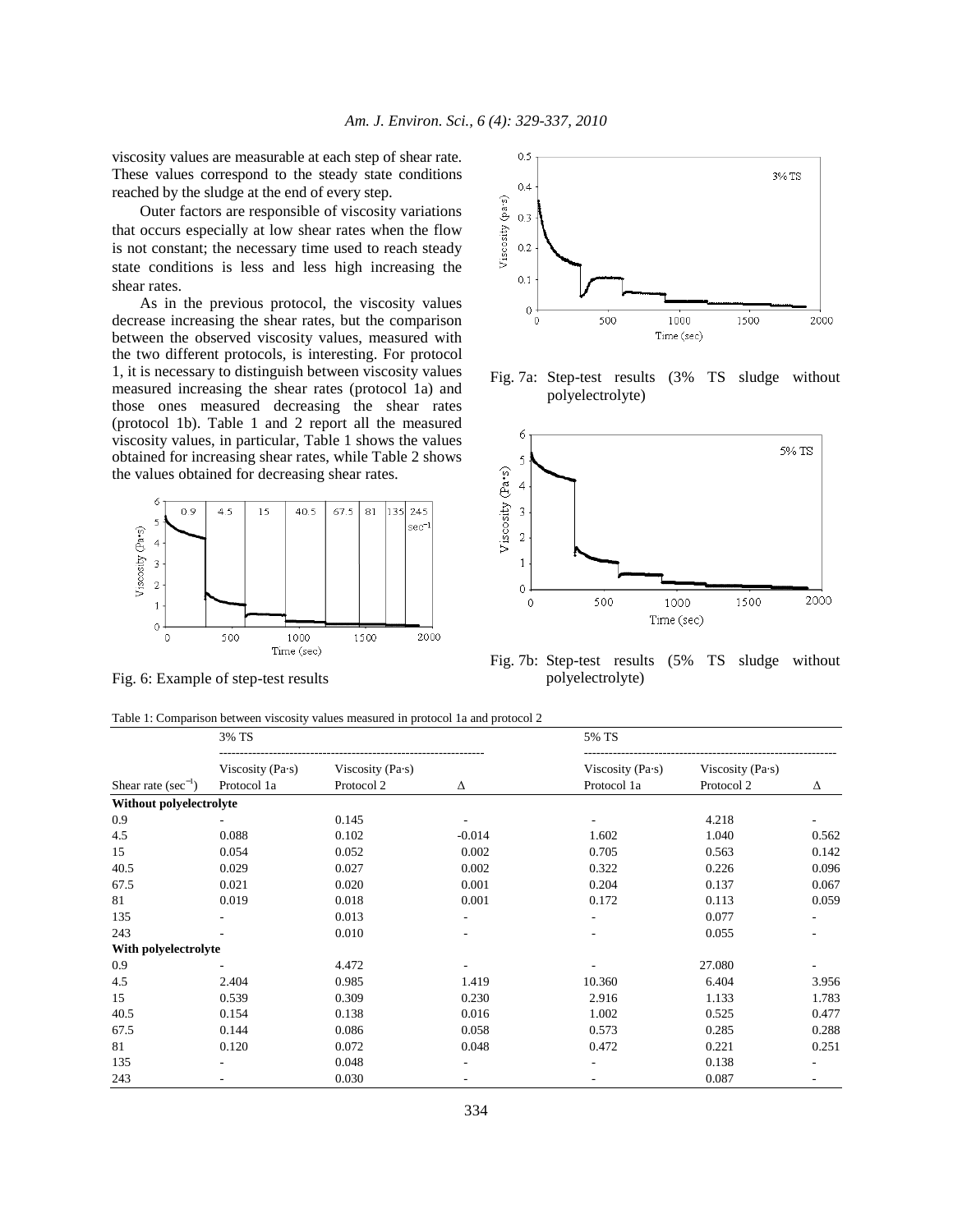viscosity values are measurable at each step of shear rate. These values correspond to the steady state conditions reached by the sludge at the end of every step.

Outer factors are responsible of viscosity variations that occurs especially at low shear rates when the flow is not constant; the necessary time used to reach steady state conditions is less and less high increasing the shear rates.

As in the previous protocol, the viscosity values decrease increasing the shear rates, but the comparison between the observed viscosity values, measured with the two different protocols, is interesting. For protocol 1, it is necessary to distinguish between viscosity values measured increasing the shear rates (protocol 1a) and those ones measured decreasing the shear rates (protocol 1b). Table 1 and 2 report all the measured viscosity values, in particular, Table 1 shows the values obtained for increasing shear rates, while Table 2 shows the values obtained for decreasing shear rates.

Fig. 6: Example of step-test results

Fig. 7a: Step-test results (3% TS sludge without polyelectrolyte)

Fig. 7b: Step-test results (5% TS sludge without polyelectrolyte)

Table 1: Comparison between viscosity values measured in protocol 1a and protocol 2

| | 3% TS | | | 5% TS | | |
|---|---|---|---|---|---|---|
| Shear rate ($sec^{-1}$) | Viscosity (Pa·s) Protocol 1a | Viscosity (Pa·s) Protocol 2 | Δ | Viscosity (Pa·s) Protocol 1a | Viscosity (Pa·s) Protocol 2 | Δ |
| **Without polyelectrolyte** | | | | | | |
| 0.9 | - | 0.145 | - | - | 4.218 | - |
| 4.5 | 0.088 | 0.102 | -0.014 | 1.602 | 1.040 | 0.562 |
| 15 | 0.054 | 0.052 | 0.002 | 0.705 | 0.563 | 0.142 |
| 40.5 | 0.029 | 0.027 | 0.002 | 0.322 | 0.226 | 0.096 |
| 67.5 | 0.021 | 0.020 | 0.001 | 0.204 | 0.137 | 0.067 |
| 81 | 0.019 | 0.018 | 0.001 | 0.172 | 0.113 | 0.059 |
| 135 | - | 0.013 | - | - | 0.077 | - |
| 243 | - | 0.010 | - | - | 0.055 | - |
| **With polyelectrolyte** | | | | | | |
| 0.9 | - | 4.472 | - | - | 27.080 | - |
| 4.5 | 2.404 | 0.985 | 1.419 | 10.360 | 6.404 | 3.956 |
| 15 | 0.539 | 0.309 | 0.230 | 2.916 | 1.133 | 1.783 |
| 40.5 | 0.154 | 0.138 | 0.016 | 1.002 | 0.525 | 0.477 |
| 67.5 | 0.144 | 0.086 | 0.058 | 0.573 | 0.285 | 0.288 |
| 81 | 0.120 | 0.072 | 0.048 | 0.472 | 0.221 | 0.251 |
| 135 | - | 0.048 | - | - | 0.138 | - |
| 243 | - | 0.030 | - | - | 0.087 | - |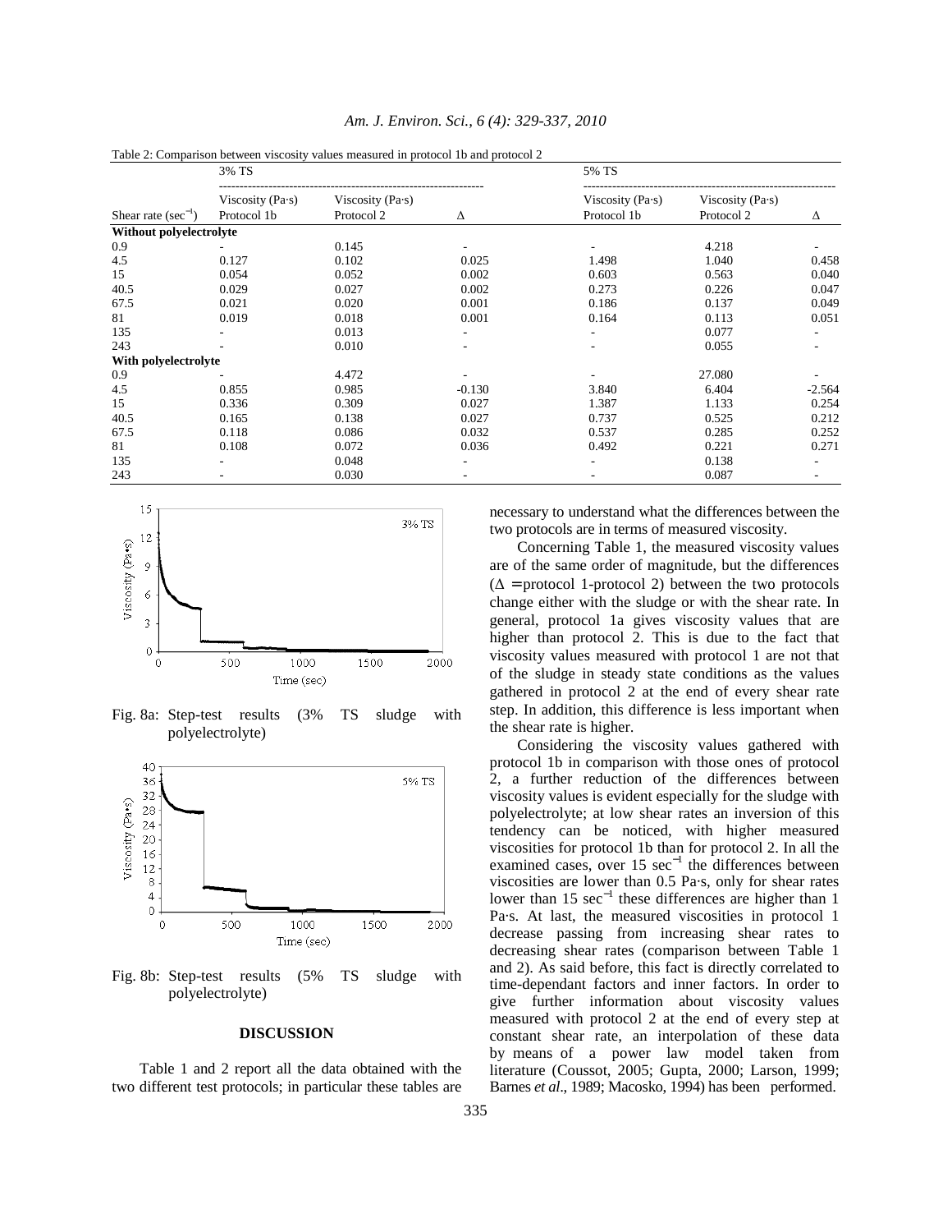Table 2: Comparison between viscosity values measured in protocol 1b and protocol 2

| | 3% TS | | | 5% TS | | |
|---|---|---|---|---|---|---|
| Shear rate ($sec^{-1}$) | Viscosity (Pa·s) Protocol 1b | Viscosity (Pa·s) Protocol 2 | Δ | Viscosity (Pa·s) Protocol 1b | Viscosity (Pa·s) Protocol 2 | Δ |
| **Without polyelectrolyte** | | | | | | |
| 0.9 | - | 0.145 | - | - | 4.218 | - |
| 4.5 | 0.127 | 0.102 | 0.025 | 1.498 | 1.040 | 0.458 |
| 15 | 0.054 | 0.052 | 0.002 | 0.603 | 0.563 | 0.040 |
| 40.5 | 0.029 | 0.027 | 0.002 | 0.273 | 0.226 | 0.047 |
| 67.5 | 0.021 | 0.020 | 0.001 | 0.186 | 0.137 | 0.049 |
| 81 | 0.019 | 0.018 | 0.001 | 0.164 | 0.113 | 0.051 |
| 135 | - | 0.013 | - | - | 0.077 | - |
| 243 | - | 0.010 | - | - | 0.055 | - |
| **With polyelectrolyte** | | | | | | |
| 0.9 | - | 4.472 | - | - | 27.080 | - |
| 4.5 | 0.855 | 0.985 | -0.130 | 3.840 | 6.404 | -2.564 |
| 15 | 0.336 | 0.309 | 0.027 | 1.387 | 1.133 | 0.254 |
| 40.5 | 0.165 | 0.138 | 0.027 | 0.737 | 0.525 | 0.212 |
| 67.5 | 0.118 | 0.086 | 0.032 | 0.537 | 0.285 | 0.252 |
| 81 | 0.108 | 0.072 | 0.036 | 0.492 | 0.221 | 0.271 |
| 135 | - | 0.048 | - | - | 0.138 | - |
| 243 | - | 0.030 | - | - | 0.087 | - |

Fig. 8a: Step-test results (3% TS sludge with polyelectrolyte)

Fig. 8b: Step-test results (5% TS sludge with polyelectrolyte)

## DISCUSSION

Table 1 and 2 report all the data obtained with the two different test protocols; in particular these tables are necessary to understand what the differences between the two protocols are in terms of measured viscosity.

Concerning Table 1, the measured viscosity values are of the same order of magnitude, but the differences (Δ = protocol 1-protocol 2) between the two protocols change either with the sludge or with the shear rate. In general, protocol 1a gives viscosity values that are higher than protocol 2. This is due to the fact that viscosity values measured with protocol 1 are not that of the sludge in steady state conditions as the values gathered in protocol 2 at the end of every shear rate step. In addition, this difference is less important when the shear rate is higher.

Considering the viscosity values gathered with protocol 1b in comparison with those ones of protocol 2, a further reduction of the differences between viscosity values is evident especially for the sludge with polyelectrolyte; at low shear rates an inversion of this tendency can be noticed, with higher measured viscosities for protocol 1b than for protocol 2. In all the examined cases, over 15 $sec^{-1}$ the differences between viscosities are lower than 0.5 Pa·s, only for shear rates lower than 15 $sec^{-1}$ these differences are higher than 1 Pa·s. At last, the measured viscosities in protocol 1 decrease passing from increasing shear rates to decreasing shear rates (comparison between Table 1 and 2). As said before, this fact is directly correlated to time-dependant factors and inner factors. In order to give further information about viscosity values measured with protocol 2 at the end of every step at constant shear rate, an interpolation of these data by means of a power law model taken from literature (Coussot, 2005; Gupta, 2000; Larson, 1999; Barnes *et al*., 1989; Macosko, 1994) has been performed.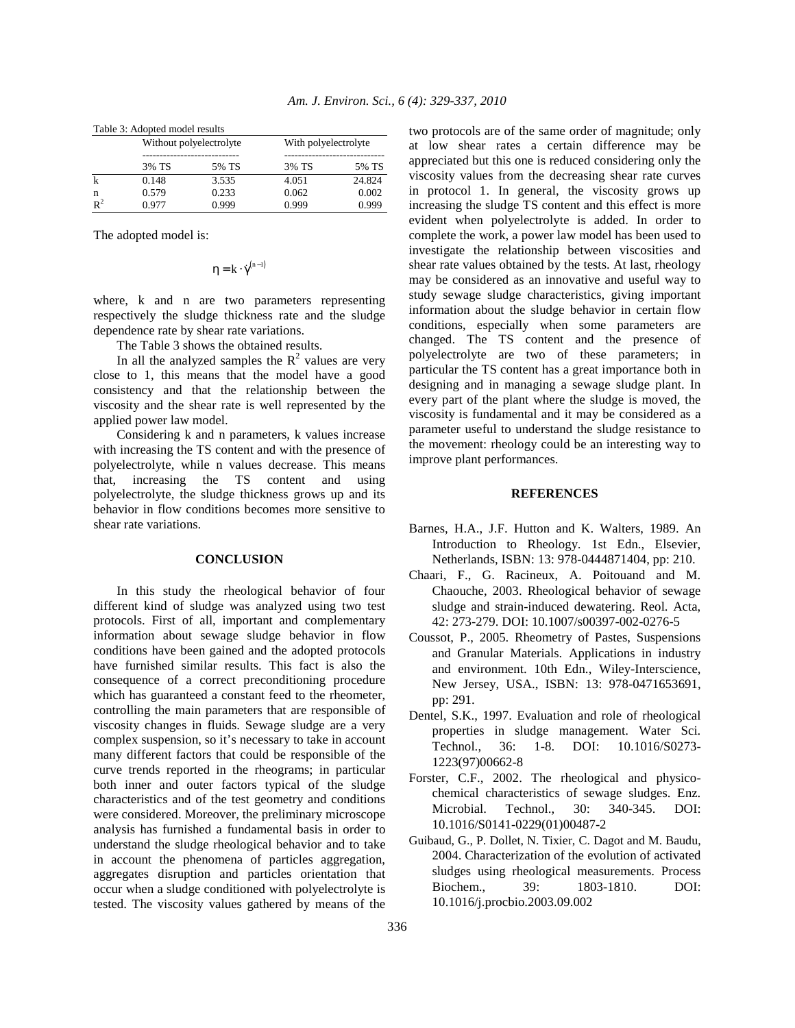Table 3: Adopted model results

| | Without polyelectrolyte | | With polyelectrolyte | |
|---|---|---|---|---|
| | 3% TS | 5% TS | 3% TS | 5% TS |
| k | 0.148 | 3.535 | 4.051 | 24.824 |
| n | 0.579 | 0.233 | 0.062 | 0.002 |
| $R^2$ | 0.977 | 0.999 | 0.999 | 0.999 |

The adopted model is:

$$\eta = k \cdot \dot{\gamma}^{(n-1)}$$

where, k and n are two parameters representing respectively the sludge thickness rate and the sludge dependence rate by shear rate variations.

The Table 3 shows the obtained results.

In all the analyzed samples the $R^2$ values are very close to 1, this means that the model have a good consistency and that the relationship between the viscosity and the shear rate is well represented by the applied power law model.

Considering k and n parameters, k values increase with increasing the TS content and with the presence of polyelectrolyte, while n values decrease. This means that, increasing the TS content and using polyelectrolyte, the sludge thickness grows up and its behavior in flow conditions becomes more sensitive to shear rate variations.

## CONCLUSION

In this study the rheological behavior of four different kind of sludge was analyzed using two test protocols. First of all, important and complementary information about sewage sludge behavior in flow conditions have been gained and the adopted protocols have furnished similar results. This fact is also the consequence of a correct preconditioning procedure which has guaranteed a constant feed to the rheometer, controlling the main parameters that are responsible of viscosity changes in fluids. Sewage sludge are a very complex suspension, so it's necessary to take in account many different factors that could be responsible of the curve trends reported in the rheograms; in particular both inner and outer factors typical of the sludge characteristics and of the test geometry and conditions were considered. Moreover, the preliminary microscope analysis has furnished a fundamental basis in order to understand the sludge rheological behavior and to take in account the phenomena of particles aggregation, aggregates disruption and particles orientation that occur when a sludge conditioned with polyelectrolyte is tested. The viscosity values gathered by means of the two protocols are of the same order of magnitude; only at low shear rates a certain difference may be appreciated but this one is reduced considering only the viscosity values from the decreasing shear rate curves in protocol 1. In general, the viscosity grows up increasing the sludge TS content and this effect is more evident when polyelectrolyte is added. In order to complete the work, a power law model has been used to investigate the relationship between viscosities and shear rate values obtained by the tests. At last, rheology may be considered as an innovative and useful way to study sewage sludge characteristics, giving important information about the sludge behavior in certain flow conditions, especially when some parameters are changed. The TS content and the presence of polyelectrolyte are two of these parameters; in particular the TS content has a great importance both in designing and in managing a sewage sludge plant. In every part of the plant where the sludge is moved, the viscosity is fundamental and it may be considered as a parameter useful to understand the sludge resistance to the movement: rheology could be an interesting way to improve plant performances.

## REFERENCES

Barnes, H.A., J.F. Hutton and K. Walters, 1989. An Introduction to Rheology. 1st Edn., Elsevier, Netherlands, ISBN: 13: 978-0444871404, pp: 210.

Chaari, F., G. Racineux, A. Poitouand and M. Chaouche, 2003. Rheological behavior of sewage sludge and strain-induced dewatering. Reol. Acta, 42: 273-279. DOI: 10.1007/s00397-002-0276-5

Coussot, P., 2005. Rheometry of Pastes, Suspensions and Granular Materials. Applications in industry and environment. 10th Edn., Wiley-Interscience, New Jersey, USA., ISBN: 13: 978-0471653691, pp: 291.

Dentel, S.K., 1997. Evaluation and role of rheological properties in sludge management. Water Sci. Technol., 36: 1-8. DOI: 10.1016/S0273-1223(97)00662-8

Forster, C.F., 2002. The rheological and physico-chemical characteristics of sewage sludges. Enz. Microbial. Technol., 30: 340-345. DOI: 10.1016/S0141-0229(01)00487-2

Guibaud, G., P. Dollet, N. Tixier, C. Dagot and M. Baudu, 2004. Characterization of the evolution of activated sludges using rheological measurements. Process Biochem., 39: 1803-1810. DOI: 10.1016/j.procbio.2003.09.002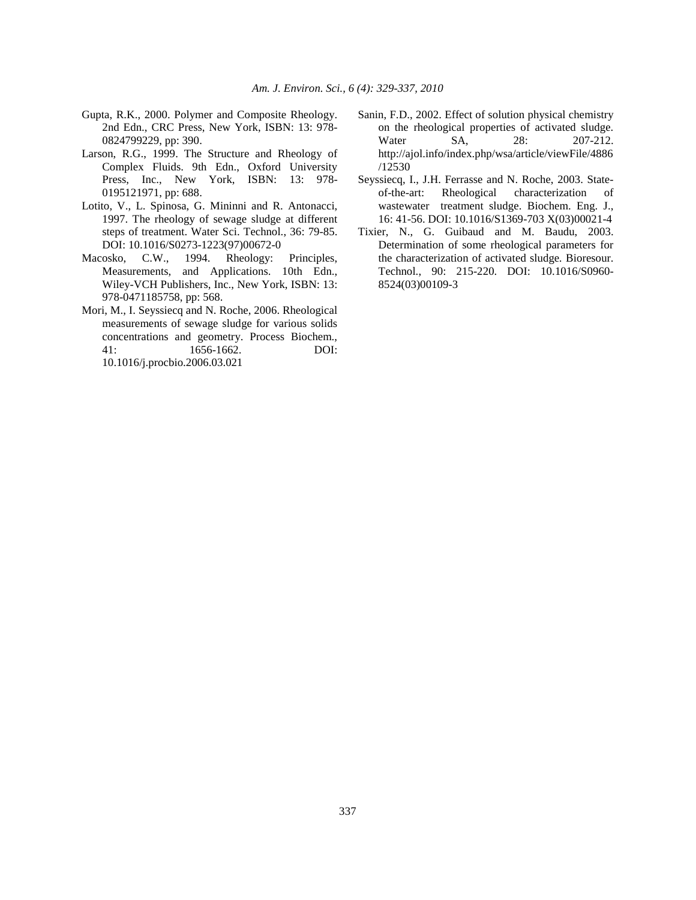Gupta, R.K., 2000. Polymer and Composite Rheology. 2nd Edn., CRC Press, New York, ISBN: 13: 978-0824799229, pp: 390.

Larson, R.G., 1999. The Structure and Rheology of Complex Fluids. 9th Edn., Oxford University Press, Inc., New York, ISBN: 13: 978-0195121971, pp: 688.

Lotito, V., L. Spinosa, G. Mininni and R. Antonacci, 1997. The rheology of sewage sludge at different steps of treatment. Water Sci. Technol., 36: 79-85. DOI: 10.1016/S0273-1223(97)00672-0

Macosko, C.W., 1994. Rheology: Principles, Measurements, and Applications. 10th Edn., Wiley-VCH Publishers, Inc., New York, ISBN: 13: 978-0471185758, pp: 568.

Mori, M., I. Seyssiecq and N. Roche, 2006. Rheological measurements of sewage sludge for various solids concentrations and geometry. Process Biochem., 41: 1656-1662. DOI: 10.1016/j.procbio.2006.03.021

Sanin, F.D., 2002. Effect of solution physical chemistry on the rheological properties of activated sludge. Water SA, 28: 207-212. http://ajol.info/index.php/wsa/article/viewFile/4886/12530

Seyssiecq, I., J.H. Ferrasse and N. Roche, 2003. State-of-the-art: Rheological characterization of wastewater treatment sludge. Biochem. Eng. J., 16: 41-56. DOI: 10.1016/S1369-703 X(03)00021-4

Tixier, N., G. Guibaud and M. Baudu, 2003. Determination of some rheological parameters for the characterization of activated sludge. Bioresour. Technol., 90: 215-220. DOI: 10.1016/S0960-8524(03)00109-3